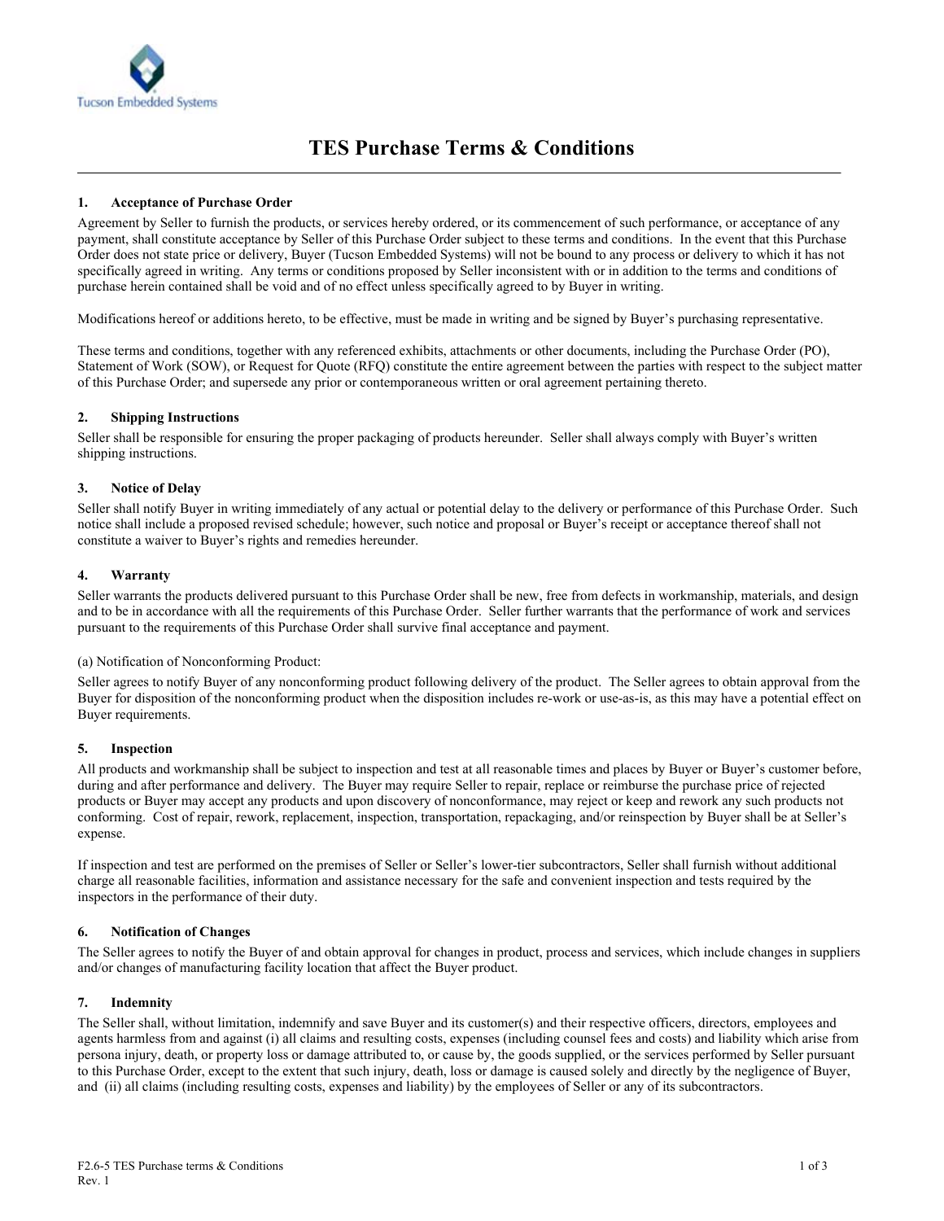Tucson Embedded Systems

# TES Purchase Terms & Conditions

---

### 1. Acceptance of Purchase Order

Agreement by Seller to furnish the products, or services hereby ordered, or its commencement of such performance, or acceptance of any payment, shall constitute acceptance by Seller of this Purchase Order subject to these terms and conditions. In the event that this Purchase Order does not state price or delivery, Buyer (Tucson Embedded Systems) will not be bound to any process or delivery to which it has not specifically agreed in writing. Any terms or conditions proposed by Seller inconsistent with or in addition to the terms and conditions of purchase herein contained shall be void and of no effect unless specifically agreed to by Buyer in writing.

Modifications hereof or additions hereto, to be effective, must be made in writing and be signed by Buyer's purchasing representative.

These terms and conditions, together with any referenced exhibits, attachments or other documents, including the Purchase Order (PO), Statement of Work (SOW), or Request for Quote (RFQ) constitute the entire agreement between the parties with respect to the subject matter of this Purchase Order; and supersede any prior or contemporaneous written or oral agreement pertaining thereto.

### 2. Shipping Instructions

Seller shall be responsible for ensuring the proper packaging of products hereunder. Seller shall always comply with Buyer's written shipping instructions.

### 3. Notice of Delay

Seller shall notify Buyer in writing immediately of any actual or potential delay to the delivery or performance of this Purchase Order. Such notice shall include a proposed revised schedule; however, such notice and proposal or Buyer's receipt or acceptance thereof shall not constitute a waiver to Buyer's rights and remedies hereunder.

### 4. Warranty

Seller warrants the products delivered pursuant to this Purchase Order shall be new, free from defects in workmanship, materials, and design and to be in accordance with all the requirements of this Purchase Order. Seller further warrants that the performance of work and services pursuant to the requirements of this Purchase Order shall survive final acceptance and payment.

(a) Notification of Nonconforming Product:

Seller agrees to notify Buyer of any nonconforming product following delivery of the product. The Seller agrees to obtain approval from the Buyer for disposition of the nonconforming product when the disposition includes re-work or use-as-is, as this may have a potential effect on Buyer requirements.

### 5. Inspection

All products and workmanship shall be subject to inspection and test at all reasonable times and places by Buyer or Buyer's customer before, during and after performance and delivery. The Buyer may require Seller to repair, replace or reimburse the purchase price of rejected products or Buyer may accept any products and upon discovery of nonconformance, may reject or keep and rework any such products not conforming. Cost of repair, rework, replacement, inspection, transportation, repackaging, and/or reinspection by Buyer shall be at Seller's expense.

If inspection and test are performed on the premises of Seller or Seller's lower-tier subcontractors, Seller shall furnish without additional charge all reasonable facilities, information and assistance necessary for the safe and convenient inspection and tests required by the inspectors in the performance of their duty.

### 6. Notification of Changes

The Seller agrees to notify the Buyer of and obtain approval for changes in product, process and services, which include changes in suppliers and/or changes of manufacturing facility location that affect the Buyer product.

### 7. Indemnity

The Seller shall, without limitation, indemnify and save Buyer and its customer(s) and their respective officers, directors, employees and agents harmless from and against (i) all claims and resulting costs, expenses (including counsel fees and costs) and liability which arise from persona injury, death, or property loss or damage attributed to, or cause by, the goods supplied, or the services performed by Seller pursuant to this Purchase Order, except to the extent that such injury, death, loss or damage is caused solely and directly by the negligence of Buyer, and (ii) all claims (including resulting costs, expenses and liability) by the employees of Seller or any of its subcontractors.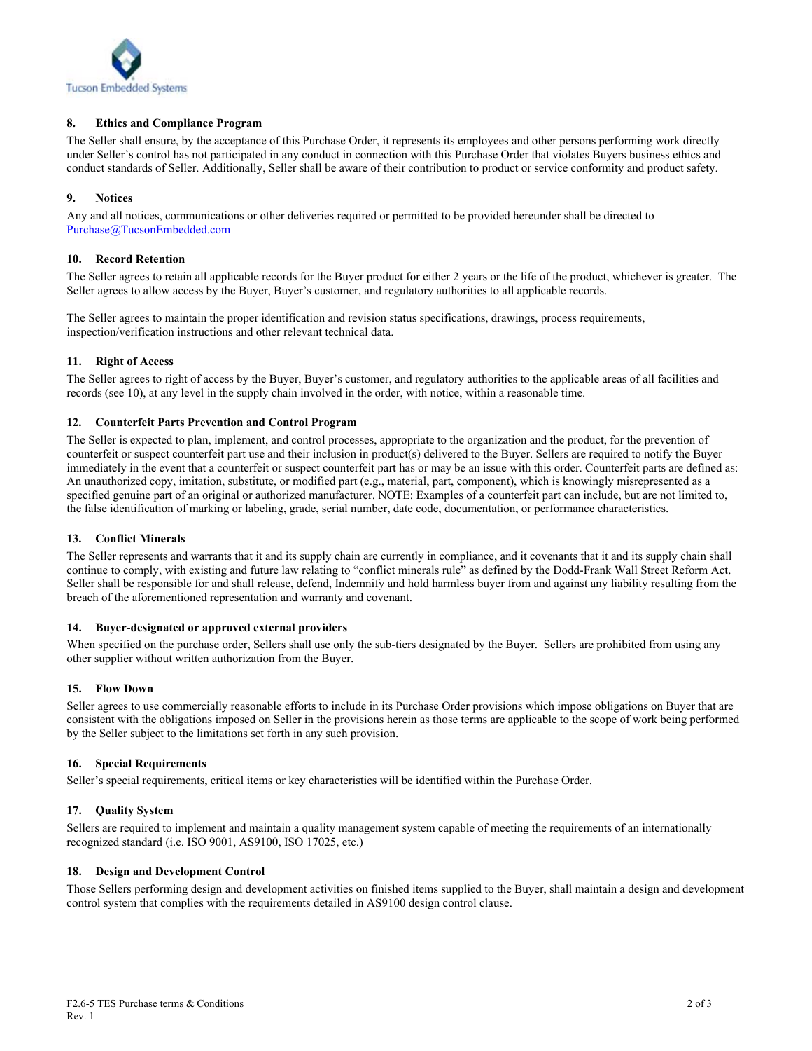### 8. Ethics and Compliance Program

The Seller shall ensure, by the acceptance of this Purchase Order, it represents its employees and other persons performing work directly under Seller's control has not participated in any conduct in connection with this Purchase Order that violates Buyers business ethics and conduct standards of Seller. Additionally, Seller shall be aware of their contribution to product or service conformity and product safety.

### 9. Notices

Any and all notices, communications or other deliveries required or permitted to be provided hereunder shall be directed to Purchase@TucsonEmbedded.com

### 10. Record Retention

The Seller agrees to retain all applicable records for the Buyer product for either 2 years or the life of the product, whichever is greater. The Seller agrees to allow access by the Buyer, Buyer's customer, and regulatory authorities to all applicable records.

The Seller agrees to maintain the proper identification and revision status specifications, drawings, process requirements, inspection/verification instructions and other relevant technical data.

### 11. Right of Access

The Seller agrees to right of access by the Buyer, Buyer's customer, and regulatory authorities to the applicable areas of all facilities and records (see 10), at any level in the supply chain involved in the order, with notice, within a reasonable time.

### 12. Counterfeit Parts Prevention and Control Program

The Seller is expected to plan, implement, and control processes, appropriate to the organization and the product, for the prevention of counterfeit or suspect counterfeit part use and their inclusion in product(s) delivered to the Buyer. Sellers are required to notify the Buyer immediately in the event that a counterfeit or suspect counterfeit part has or may be an issue with this order. Counterfeit parts are defined as: An unauthorized copy, imitation, substitute, or modified part (e.g., material, part, component), which is knowingly misrepresented as a specified genuine part of an original or authorized manufacturer. NOTE: Examples of a counterfeit part can include, but are not limited to, the false identification of marking or labeling, grade, serial number, date code, documentation, or performance characteristics.

### 13. Conflict Minerals

The Seller represents and warrants that it and its supply chain are currently in compliance, and it covenants that it and its supply chain shall continue to comply, with existing and future law relating to "conflict minerals rule" as defined by the Dodd-Frank Wall Street Reform Act. Seller shall be responsible for and shall release, defend, Indemnify and hold harmless buyer from and against any liability resulting from the breach of the aforementioned representation and warranty and covenant.

### 14. Buyer-designated or approved external providers

When specified on the purchase order, Sellers shall use only the sub-tiers designated by the Buyer. Sellers are prohibited from using any other supplier without written authorization from the Buyer.

### 15. Flow Down

Seller agrees to use commercially reasonable efforts to include in its Purchase Order provisions which impose obligations on Buyer that are consistent with the obligations imposed on Seller in the provisions herein as those terms are applicable to the scope of work being performed by the Seller subject to the limitations set forth in any such provision.

### 16. Special Requirements

Seller's special requirements, critical items or key characteristics will be identified within the Purchase Order.

### 17. Quality System

Sellers are required to implement and maintain a quality management system capable of meeting the requirements of an internationally recognized standard (i.e. ISO 9001, AS9100, ISO 17025, etc.)

### 18. Design and Development Control

Those Sellers performing design and development activities on finished items supplied to the Buyer, shall maintain a design and development control system that complies with the requirements detailed in AS9100 design control clause.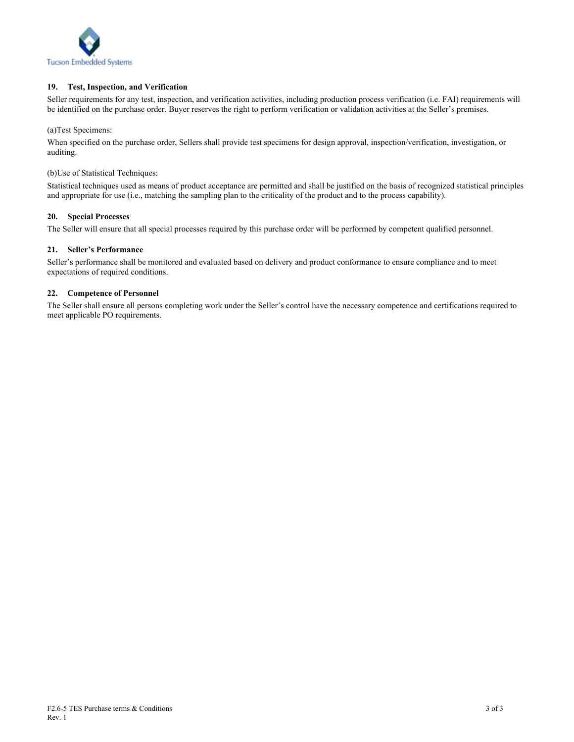### 19. Test, Inspection, and Verification

Seller requirements for any test, inspection, and verification activities, including production process verification (i.e. FAI) requirements will be identified on the purchase order. Buyer reserves the right to perform verification or validation activities at the Seller's premises.

(a)Test Specimens:

When specified on the purchase order, Sellers shall provide test specimens for design approval, inspection/verification, investigation, or auditing.

(b)Use of Statistical Techniques:

Statistical techniques used as means of product acceptance are permitted and shall be justified on the basis of recognized statistical principles and appropriate for use (i.e., matching the sampling plan to the criticality of the product and to the process capability).

### 20. Special Processes

The Seller will ensure that all special processes required by this purchase order will be performed by competent qualified personnel.

### 21. Seller's Performance

Seller's performance shall be monitored and evaluated based on delivery and product conformance to ensure compliance and to meet expectations of required conditions.

### 22. Competence of Personnel

The Seller shall ensure all persons completing work under the Seller's control have the necessary competence and certifications required to meet applicable PO requirements.